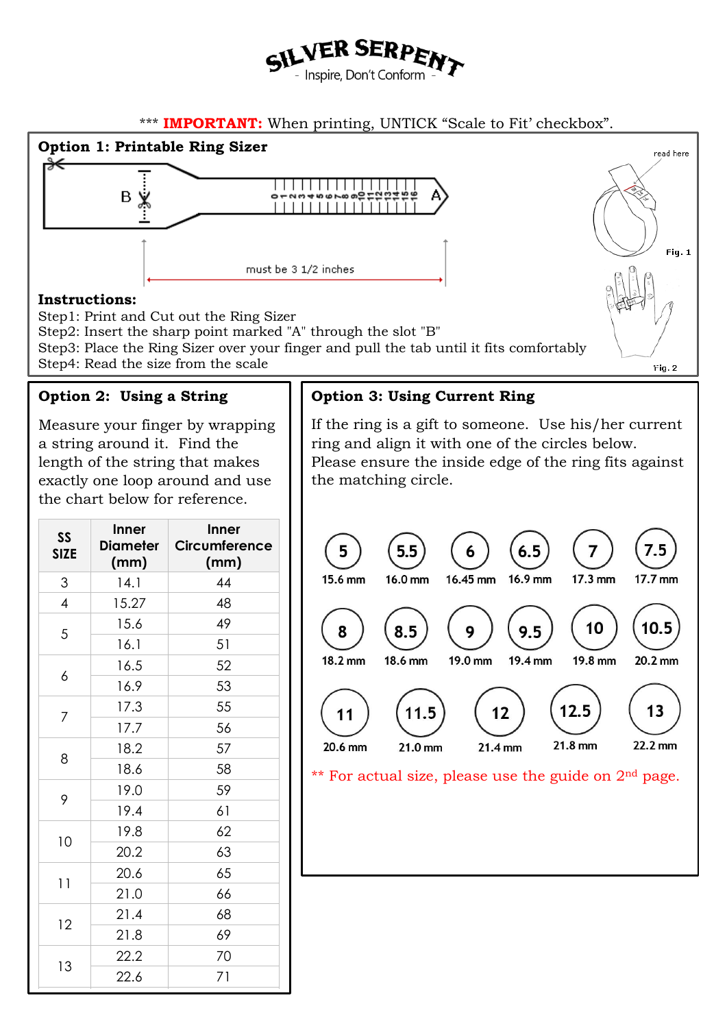# SILVER SERPENT

- Inspire, Don't Conform -

\*\*\* **IMPORTANT:** When printing, UNTICK "Scale to Fit' checkbox".

## Option 1: Printable Ring Sizer

B

0 1 2 3 4 5 6 7 8 9 10 11 12 13 14 15 16 A

must be 3 1/2 inches

read here

Fig. 1

Fig. 2

**Instructions:**

Step1: Print and Cut out the Ring Sizer
Step2: Insert the sharp point marked "A" through the slot "B"
Step3: Place the Ring Sizer over your finger and pull the tab until it fits comfortably
Step4: Read the size from the scale

## Option 2: Using a String

Measure your finger by wrapping a string around it. Find the length of the string that makes exactly one loop around and use the chart below for reference.

| SS SIZE | Inner Diameter (mm) | Inner Circumference (mm) |
|---|---|---|
| 3 | 14.1 | 44 |
| 4 | 15.27 | 48 |
| 5 | 15.6 | 49 |
| | 16.1 | 51 |
| 6 | 16.5 | 52 |
| | 16.9 | 53 |
| 7 | 17.3 | 55 |
| | 17.7 | 56 |
| 8 | 18.2 | 57 |
| | 18.6 | 58 |
| 9 | 19.0 | 59 |
| | 19.4 | 61 |
| 10 | 19.8 | 62 |
| | 20.2 | 63 |
| 11 | 20.6 | 65 |
| | 21.0 | 66 |
| 12 | 21.4 | 68 |
| | 21.8 | 69 |
| 13 | 22.2 | 70 |
| | 22.6 | 71 |

## Option 3: Using Current Ring

If the ring is a gift to someone. Use his/her current ring and align it with one of the circles below. Please ensure the inside edge of the ring fits against the matching circle.

| 5 | 5.5 | 6 | 6.5 | 7 | 7.5 |
|---|---|---|---|---|---|
| 15.6 mm | 16.0 mm | 16.45 mm | 16.9 mm | 17.3 mm | 17.7 mm |

| 8 | 8.5 | 9 | 9.5 | 10 | 10.5 |
|---|---|---|---|---|---|
| 18.2 mm | 18.6 mm | 19.0 mm | 19.4 mm | 19.8 mm | 20.2 mm |

| 11 | 11.5 | 12 | 12.5 | 13 |
|---|---|---|---|---|
| 20.6 mm | 21.0 mm | 21.4 mm | 21.8 mm | 22.2 mm |

\*\* For actual size, please use the guide on 2nd page.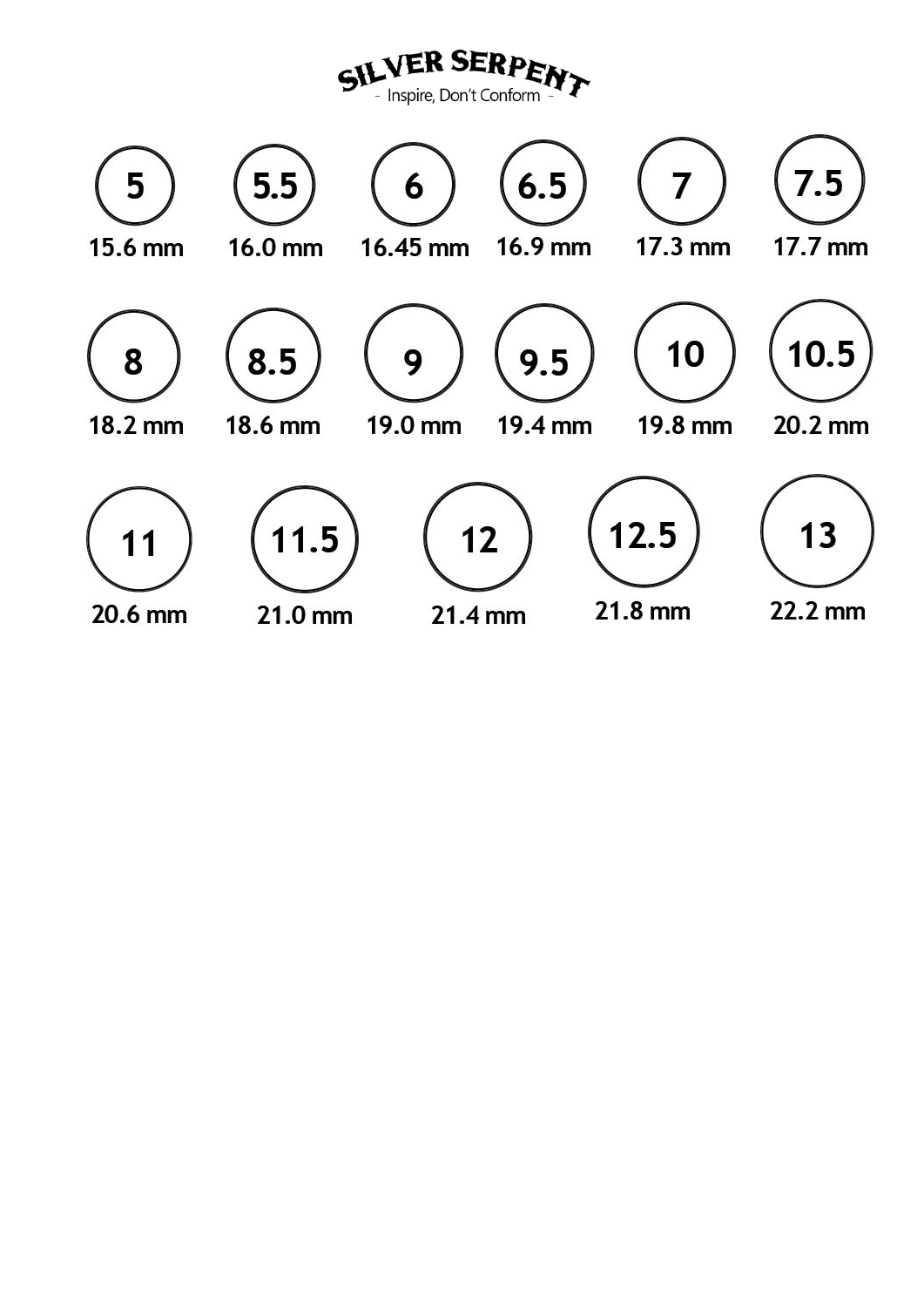# SILVER SERPENT

- Inspire, Don't Conform -

| | | | | | |
|---|---|---|---|---|---|
| 5 | 5.5 | 6 | 6.5 | 7 | 7.5 |
| 15.6 mm | 16.0 mm | 16.45 mm | 16.9 mm | 17.3 mm | 17.7 mm |
| 8 | 8.5 | 9 | 9.5 | 10 | 10.5 |
| 18.2 mm | 18.6 mm | 19.0 mm | 19.4 mm | 19.8 mm | 20.2 mm |
| 11 | 11.5 | 12 | 12.5 | 13 | |
| 20.6 mm | 21.0 mm | 21.4 mm | 21.8 mm | 22.2 mm | |